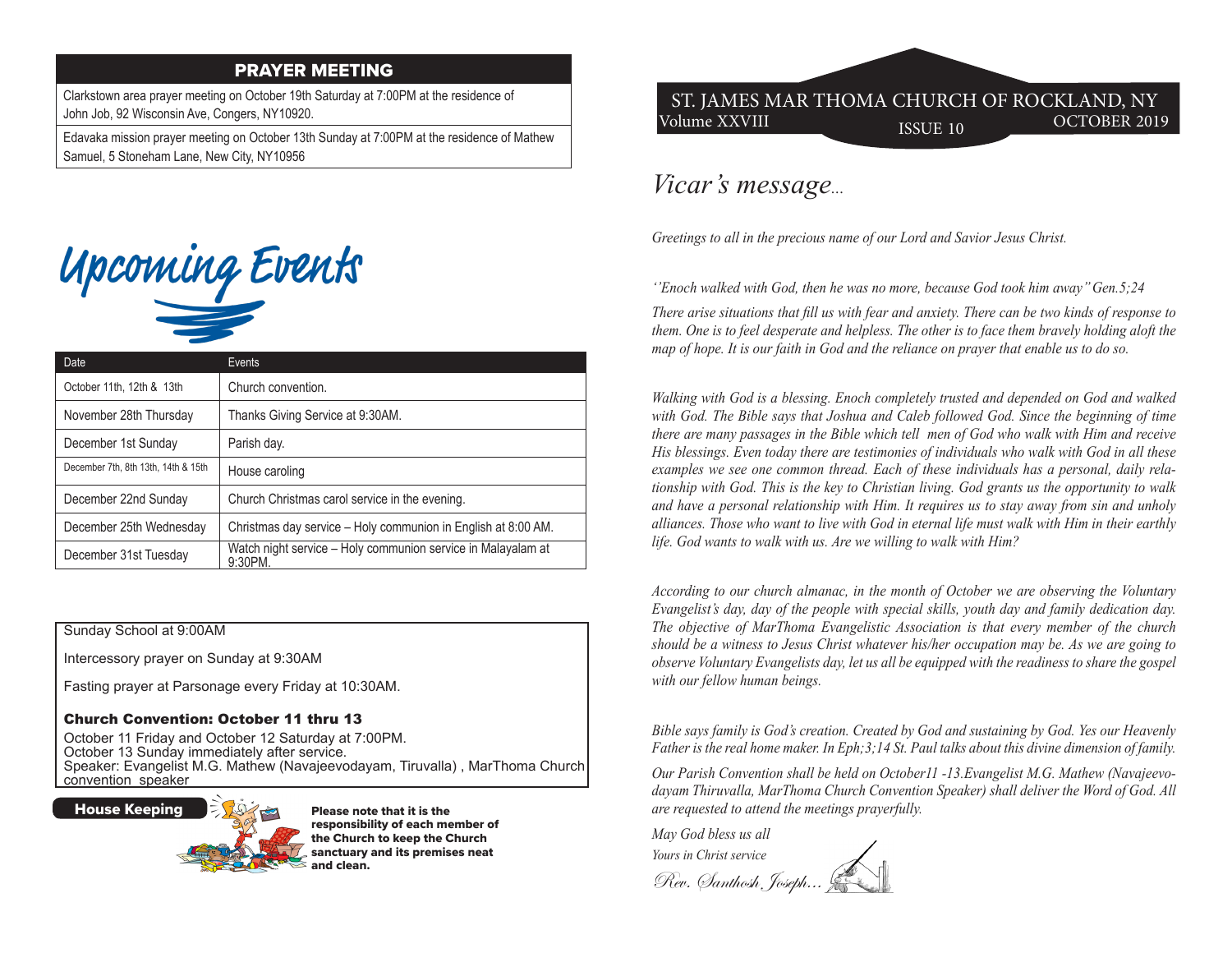# ST. JAMES MAR THOMA CHURCH OF ROCKLAND, NY

Volume XXVIII — ISSUE 10 — OCTOBER 2019

## *Vicar's message...*

*Greetings to all in the precious name of our Lord and Savior Jesus Christ.*

*''Enoch walked with God, then he was no more, because God took him away" Gen.5;24*

*There arise situations that fill us with fear and anxiety. There can be two kinds of response to them. One is to feel desperate and helpless. The other is to face them bravely holding aloft the map of hope. It is our faith in God and the reliance on prayer that enable us to do so.*

*Walking with God is a blessing. Enoch completely trusted and depended on God and walked with God. The Bible says that Joshua and Caleb followed God. Since the beginning of time there are many passages in the Bible which tell men of God who walk with Him and receive His blessings. Even today there are testimonies of individuals who walk with God in all these examples we see one common thread. Each of these individuals has a personal, daily relationship with God. This is the key to Christian living. God grants us the opportunity to walk and have a personal relationship with Him. It requires us to stay away from sin and unholy alliances. Those who want to live with God in eternal life must walk with Him in their earthly life. God wants to walk with us. Are we willing to walk with Him?*

*According to our church almanac, in the month of October we are observing the Voluntary Evangelist's day, day of the people with special skills, youth day and family dedication day. The objective of MarThoma Evangelistic Association is that every member of the church should be a witness to Jesus Christ whatever his/her occupation may be. As we are going to observe Voluntary Evangelists day, let us all be equipped with the readiness to share the gospel with our fellow human beings.*

*Bible says family is God's creation. Created by God and sustaining by God. Yes our Heavenly Father is the real home maker. In Eph;3;14 St. Paul talks about this divine dimension of family.*

*Our Parish Convention shall be held on October11 -13.Evangelist M.G. Mathew (Navajeevodayam Thiruvalla, MarThoma Church Convention Speaker) shall deliver the Word of God. All are requested to attend the meetings prayerfully.*

*May God bless us all*

*Yours in Christ service*

*Rev. Santhosh Joseph...*

## PRAYER MEETING

Clarkstown area prayer meeting on October 19th Saturday at 7:00PM at the residence of John Job, 92 Wisconsin Ave, Congers, NY10920.

Edavaka mission prayer meeting on October 13th Sunday at 7:00PM at the residence of Mathew Samuel, 5 Stoneham Lane, New City, NY10956

## Upcoming Events

| Date | Events |
|---|---|
| October 11th, 12th & 13th | Church convention. |
| November 28th Thursday | Thanks Giving Service at 9:30AM. |
| December 1st Sunday | Parish day. |
| December 7th, 8th 13th, 14th & 15th | House caroling |
| December 22nd Sunday | Church Christmas carol service in the evening. |
| December 25th Wednesday | Christmas day service – Holy communion in English at 8:00 AM. |
| December 31st Tuesday | Watch night service – Holy communion service in Malayalam at 9:30PM. |

Sunday School at 9:00AM

Intercessory prayer on Sunday at 9:30AM

Fasting prayer at Parsonage every Friday at 10:30AM.

### Church Convention: October 11 thru 13

October 11 Friday and October 12 Saturday at 7:00PM.
October 13 Sunday immediately after service.
Speaker: Evangelist M.G. Mathew (Navajeevodayam, Tiruvalla) , MarThoma Church convention speaker

### House Keeping

**Please note that it is the responsibility of each member of the Church to keep the Church sanctuary and its premises neat and clean.**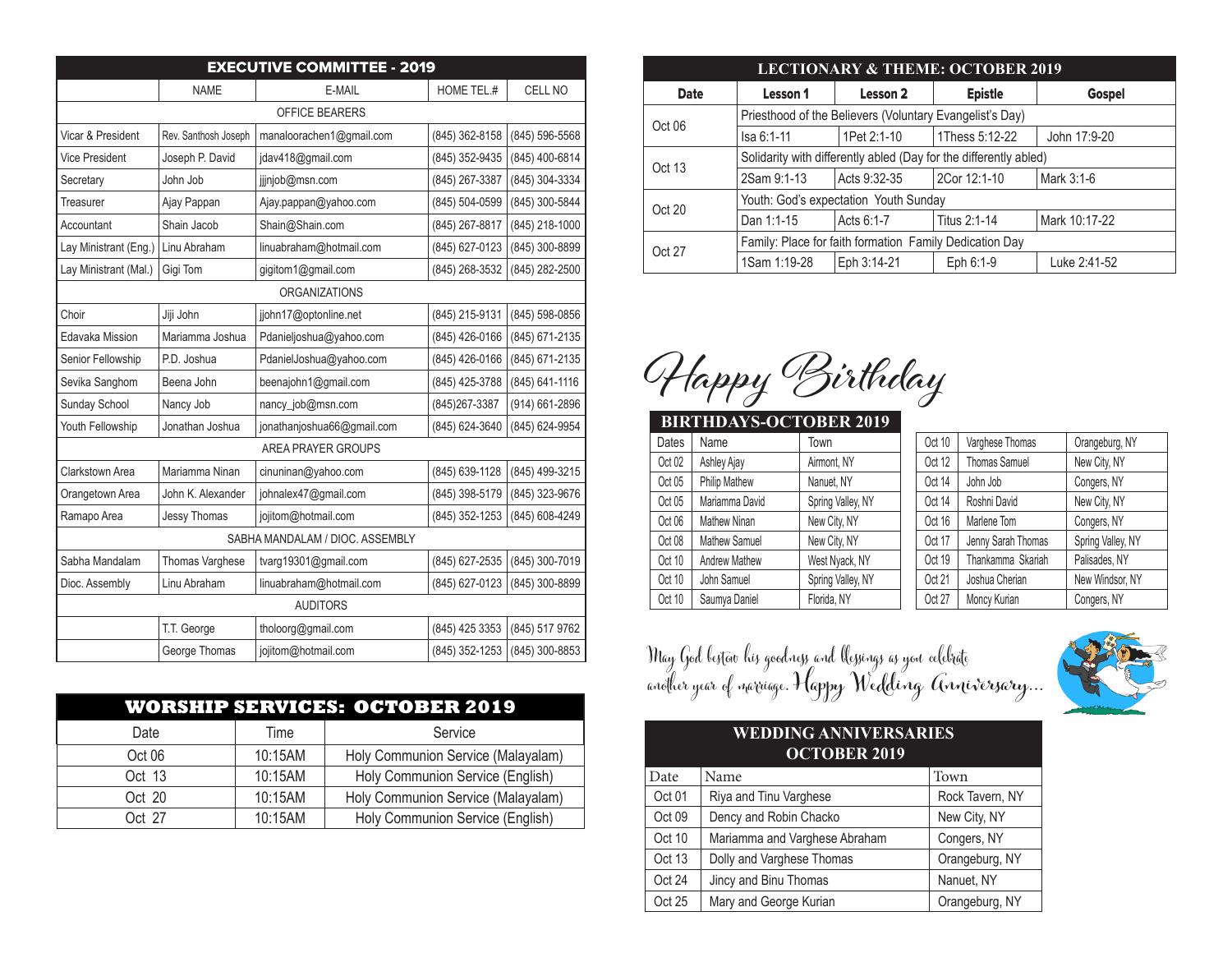## EXECUTIVE COMMITTEE - 2019

| | NAME | E-MAIL | HOME TEL.# | CELL NO |
|---|---|---|---|---|
| OFFICE BEARERS | | | | |
| Vicar & President | Rev. Santhosh Joseph | manaloorachen1@gmail.com | (845) 362-8158 | (845) 596-5568 |
| Vice President | Joseph P. David | jdav418@gmail.com | (845) 352-9435 | (845) 400-6814 |
| Secretary | John Job | jjjnjob@msn.com | (845) 267-3387 | (845) 304-3334 |
| Treasurer | Ajay Pappan | Ajay.pappan@yahoo.com | (845) 504-0599 | (845) 300-5844 |
| Accountant | Shain Jacob | Shain@Shain.com | (845) 267-8817 | (845) 218-1000 |
| Lay Ministrant (Eng.) | Linu Abraham | linuabraham@hotmail.com | (845) 627-0123 | (845) 300-8899 |
| Lay Ministrant (Mal.) | Gigi Tom | gigitom1@gmail.com | (845) 268-3532 | (845) 282-2500 |
| ORGANIZATIONS | | | | |
| Choir | Jiji John | jjohn17@optonline.net | (845) 215-9131 | (845) 598-0856 |
| Edavaka Mission | Mariamma Joshua | Pdanieljoshua@yahoo.com | (845) 426-0166 | (845) 671-2135 |
| Senior Fellowship | P.D. Joshua | PdanielJoshua@yahoo.com | (845) 426-0166 | (845) 671-2135 |
| Sevika Sanghom | Beena John | beenajohn1@gmail.com | (845) 425-3788 | (845) 641-1116 |
| Sunday School | Nancy Job | nancy_job@msn.com | (845)267-3387 | (914) 661-2896 |
| Youth Fellowship | Jonathan Joshua | jonathanjoshua66@gmail.com | (845) 624-3640 | (845) 624-9954 |
| AREA PRAYER GROUPS | | | | |
| Clarkstown Area | Mariamma Ninan | cinuninan@yahoo.com | (845) 639-1128 | (845) 499-3215 |
| Orangetown Area | John K. Alexander | johnalex47@gmail.com | (845) 398-5179 | (845) 323-9676 |
| Ramapo Area | Jessy Thomas | jojitom@hotmail.com | (845) 352-1253 | (845) 608-4249 |
| SABHA MANDALAM / DIOC. ASSEMBLY | | | | |
| Sabha Mandalam | Thomas Varghese | tvarg19301@gmail.com | (845) 627-2535 | (845) 300-7019 |
| Dioc. Assembly | Linu Abraham | linuabraham@hotmail.com | (845) 627-0123 | (845) 300-8899 |
| AUDITORS | | | | |
| | T.T. George | tholoorg@gmail.com | (845) 425 3353 | (845) 517 9762 |
| | George Thomas | jojitom@hotmail.com | (845) 352-1253 | (845) 300-8853 |

## WORSHIP SERVICES: OCTOBER 2019

| Date | Time | Service |
|---|---|---|
| Oct 06 | 10:15AM | Holy Communion Service (Malayalam) |
| Oct 13 | 10:15AM | Holy Communion Service (English) |
| Oct 20 | 10:15AM | Holy Communion Service (Malayalam) |
| Oct 27 | 10:15AM | Holy Communion Service (English) |

## LECTIONARY & THEME: OCTOBER 2019

| Date | Lesson 1 | Lesson 2 | Epistle | Gospel |
|---|---|---|---|---|
| Oct 06 | Priesthood of the Believers (Voluntary Evangelist's Day) | | | |
| | Isa 6:1-11 | 1Pet 2:1-10 | 1Thess 5:12-22 | John 17:9-20 |
| Oct 13 | Solidarity with differently abled (Day for the differently abled) | | | |
| | 2Sam 9:1-13 | Acts 9:32-35 | 2Cor 12:1-10 | Mark 3:1-6 |
| Oct 20 | Youth: God's expectation Youth Sunday | | | |
| | Dan 1:1-15 | Acts 6:1-7 | Titus 2:1-14 | Mark 10:17-22 |
| Oct 27 | Family: Place for faith formation Family Dedication Day | | | |
| | 1Sam 1:19-28 | Eph 3:14-21 | Eph 6:1-9 | Luke 2:41-52 |

# Happy Birthday

## BIRTHDAYS-OCTOBER 2019

| Dates | Name | Town |
|---|---|---|
| Oct 02 | Ashley Ajay | Airmont, NY |
| Oct 05 | Philip Mathew | Nanuet, NY |
| Oct 05 | Mariamma David | Spring Valley, NY |
| Oct 06 | Mathew Ninan | New City, NY |
| Oct 08 | Mathew Samuel | New City, NY |
| Oct 10 | Andrew Mathew | West Nyack, NY |
| Oct 10 | John Samuel | Spring Valley, NY |
| Oct 10 | Saumya Daniel | Florida, NY |
| Oct 10 | Varghese Thomas | Orangeburg, NY |
| Oct 12 | Thomas Samuel | New City, NY |
| Oct 14 | John Job | Congers, NY |
| Oct 14 | Roshni David | New City, NY |
| Oct 16 | Marlene Tom | Congers, NY |
| Oct 17 | Jenny Sarah Thomas | Spring Valley, NY |
| Oct 19 | Thankamma Skariah | Palisades, NY |
| Oct 21 | Joshua Cherian | New Windsor, NY |
| Oct 27 | Moncy Kurian | Congers, NY |

*May God bestow his goodness and blessings as you celebrate another year of marriage. Happy Wedding Anniversary...*

## WEDDING ANNIVERSARIES OCTOBER 2019

| Date | Name | Town |
|---|---|---|
| Oct 01 | Riya and Tinu Varghese | Rock Tavern, NY |
| Oct 09 | Dency and Robin Chacko | New City, NY |
| Oct 10 | Mariamma and Varghese Abraham | Congers, NY |
| Oct 13 | Dolly and Varghese Thomas | Orangeburg, NY |
| Oct 24 | Jincy and Binu Thomas | Nanuet, NY |
| Oct 25 | Mary and George Kurian | Orangeburg, NY |